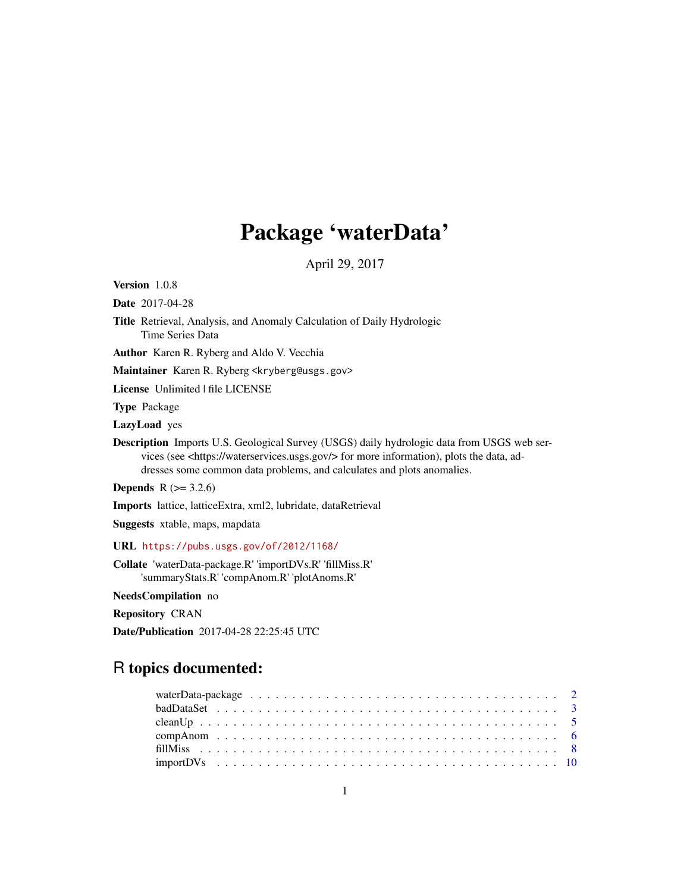# Package 'waterData'

April 29, 2017

**Version** 1.0.8

**Date** 2017-04-28

**Title** Retrieval, Analysis, and Anomaly Calculation of Daily Hydrologic Time Series Data

**Author** Karen R. Ryberg and Aldo V. Vecchia

**Maintainer** Karen R. Ryberg <kryberg@usgs.gov>

**License** Unlimited | file LICENSE

**Type** Package

**LazyLoad** yes

**Description** Imports U.S. Geological Survey (USGS) daily hydrologic data from USGS web services (see <https://waterservices.usgs.gov/> for more information), plots the data, addresses some common data problems, and calculates and plots anomalies.

**Depends** R (>= 3.2.6)

**Imports** lattice, latticeExtra, xml2, lubridate, dataRetrieval

**Suggests** xtable, maps, mapdata

**URL** https://pubs.usgs.gov/of/2012/1168/

**Collate** 'waterData-package.R' 'importDVs.R' 'fillMiss.R' 'summaryStats.R' 'compAnom.R' 'plotAnoms.R'

**NeedsCompilation** no

**Repository** CRAN

**Date/Publication** 2017-04-28 22:25:45 UTC

## R topics documented:

- waterData-package . . . . . . . . . . . . . . . . . . . . . . . . . . . . . . . . . . . 2
- badDataSet . . . . . . . . . . . . . . . . . . . . . . . . . . . . . . . . . . . . . . . 3
- cleanUp . . . . . . . . . . . . . . . . . . . . . . . . . . . . . . . . . . . . . . . . . 5
- compAnom . . . . . . . . . . . . . . . . . . . . . . . . . . . . . . . . . . . . . . . 6
- fillMiss . . . . . . . . . . . . . . . . . . . . . . . . . . . . . . . . . . . . . . . . . 8
- importDVs . . . . . . . . . . . . . . . . . . . . . . . . . . . . . . . . . . . . . . . 10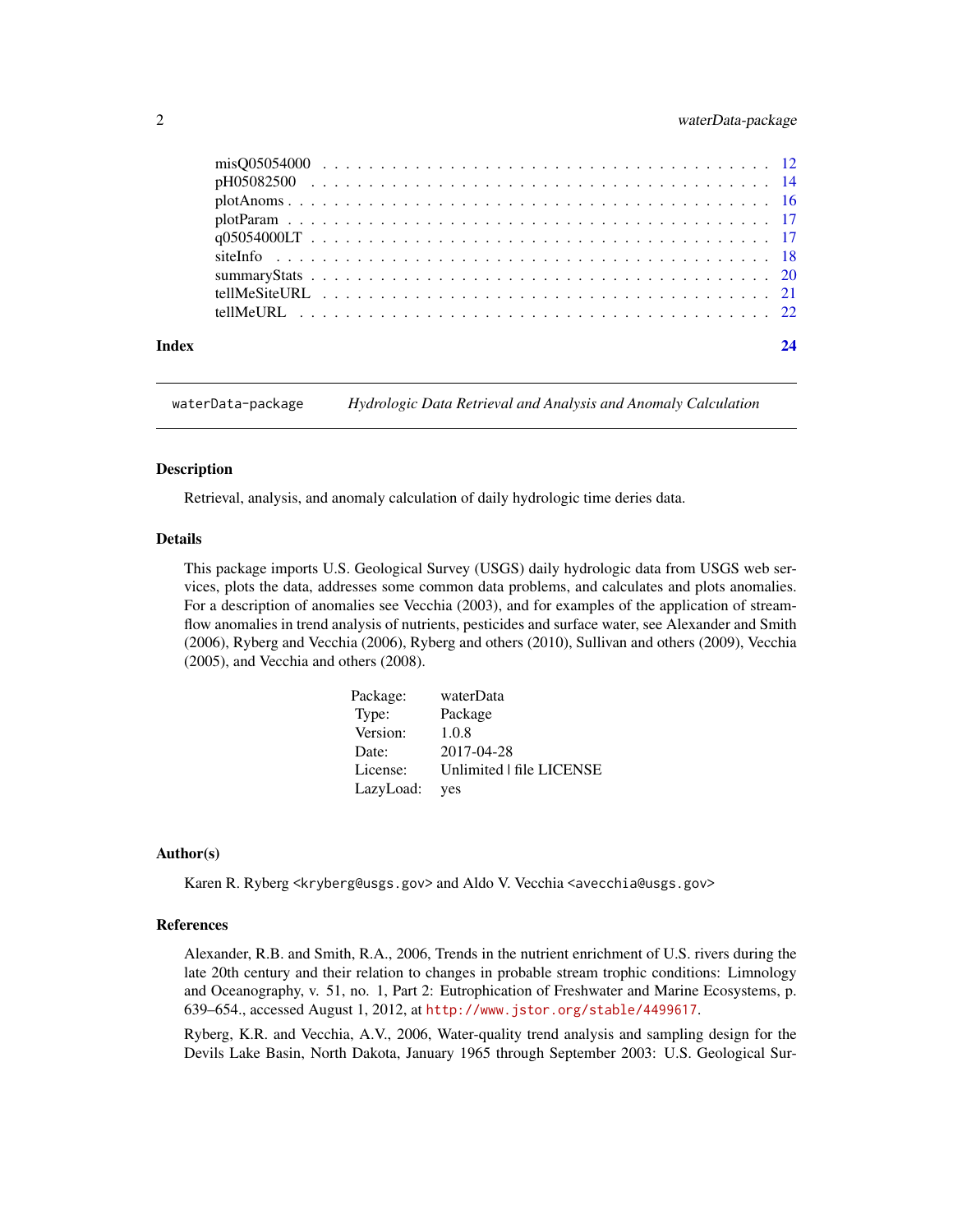misQ05054000 . . . . . . . . . . . . . . . . . . . . . . . . . . . . . . . . . . . 12
pH05082500 . . . . . . . . . . . . . . . . . . . . . . . . . . . . . . . . . . . 14
plotAnoms . . . . . . . . . . . . . . . . . . . . . . . . . . . . . . . . . . . 16
plotParam . . . . . . . . . . . . . . . . . . . . . . . . . . . . . . . . . . . 17
q05054000LT . . . . . . . . . . . . . . . . . . . . . . . . . . . . . . . . . . . 17
siteInfo . . . . . . . . . . . . . . . . . . . . . . . . . . . . . . . . . . . 18
summaryStats . . . . . . . . . . . . . . . . . . . . . . . . . . . . . . . . . . . 20
tellMeSiteURL . . . . . . . . . . . . . . . . . . . . . . . . . . . . . . . . . . . 21
tellMeURL . . . . . . . . . . . . . . . . . . . . . . . . . . . . . . . . . . . 22

**Index** **24**

---

`waterData-package` *Hydrologic Data Retrieval and Analysis and Anomaly Calculation*

---

### Description

Retrieval, analysis, and anomaly calculation of daily hydrologic time deries data.

### Details

This package imports U.S. Geological Survey (USGS) daily hydrologic data from USGS web services, plots the data, addresses some common data problems, and calculates and plots anomalies. For a description of anomalies see Vecchia (2003), and for examples of the application of streamflow anomalies in trend analysis of nutrients, pesticides and surface water, see Alexander and Smith (2006), Ryberg and Vecchia (2006), Ryberg and others (2010), Sullivan and others (2009), Vecchia (2005), and Vecchia and others (2008).

| | |
|---|---|
| Package: | waterData |
| Type: | Package |
| Version: | 1.0.8 |
| Date: | 2017-04-28 |
| License: | Unlimited \| file LICENSE |
| LazyLoad: | yes |

### Author(s)

Karen R. Ryberg <kryberg@usgs.gov> and Aldo V. Vecchia <avecchia@usgs.gov>

### References

Alexander, R.B. and Smith, R.A., 2006, Trends in the nutrient enrichment of U.S. rivers during the late 20th century and their relation to changes in probable stream trophic conditions: Limnology and Oceanography, v. 51, no. 1, Part 2: Eutrophication of Freshwater and Marine Ecosystems, p. 639–654., accessed August 1, 2012, at `http://www.jstor.org/stable/4499617`.

Ryberg, K.R. and Vecchia, A.V., 2006, Water-quality trend analysis and sampling design for the Devils Lake Basin, North Dakota, January 1965 through September 2003: U.S. Geological Sur-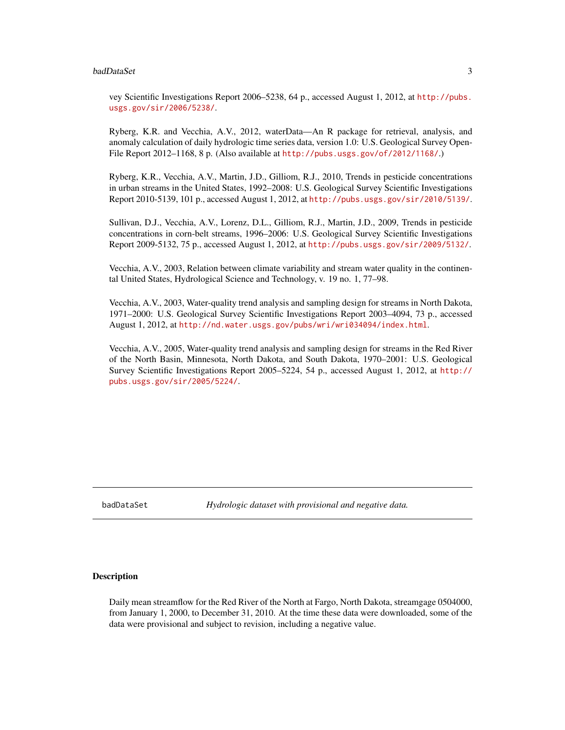vey Scientific Investigations Report 2006–5238, 64 p., accessed August 1, 2012, at http://pubs.usgs.gov/sir/2006/5238/.

Ryberg, K.R. and Vecchia, A.V., 2012, waterData—An R package for retrieval, analysis, and anomaly calculation of daily hydrologic time series data, version 1.0: U.S. Geological Survey Open-File Report 2012–1168, 8 p. (Also available at http://pubs.usgs.gov/of/2012/1168/.)

Ryberg, K.R., Vecchia, A.V., Martin, J.D., Gilliom, R.J., 2010, Trends in pesticide concentrations in urban streams in the United States, 1992–2008: U.S. Geological Survey Scientific Investigations Report 2010-5139, 101 p., accessed August 1, 2012, at http://pubs.usgs.gov/sir/2010/5139/.

Sullivan, D.J., Vecchia, A.V., Lorenz, D.L., Gilliom, R.J., Martin, J.D., 2009, Trends in pesticide concentrations in corn-belt streams, 1996–2006: U.S. Geological Survey Scientific Investigations Report 2009-5132, 75 p., accessed August 1, 2012, at http://pubs.usgs.gov/sir/2009/5132/.

Vecchia, A.V., 2003, Relation between climate variability and stream water quality in the continental United States, Hydrological Science and Technology, v. 19 no. 1, 77–98.

Vecchia, A.V., 2003, Water-quality trend analysis and sampling design for streams in North Dakota, 1971–2000: U.S. Geological Survey Scientific Investigations Report 2003–4094, 73 p., accessed August 1, 2012, at http://nd.water.usgs.gov/pubs/wri/wri034094/index.html.

Vecchia, A.V., 2005, Water-quality trend analysis and sampling design for streams in the Red River of the North Basin, Minnesota, North Dakota, and South Dakota, 1970–2001: U.S. Geological Survey Scientific Investigations Report 2005–5224, 54 p., accessed August 1, 2012, at http://pubs.usgs.gov/sir/2005/5224/.

---

`badDataSet` *Hydrologic dataset with provisional and negative data.*

---

## Description

Daily mean streamflow for the Red River of the North at Fargo, North Dakota, streamgage 0504000, from January 1, 2000, to December 31, 2010. At the time these data were downloaded, some of the data were provisional and subject to revision, including a negative value.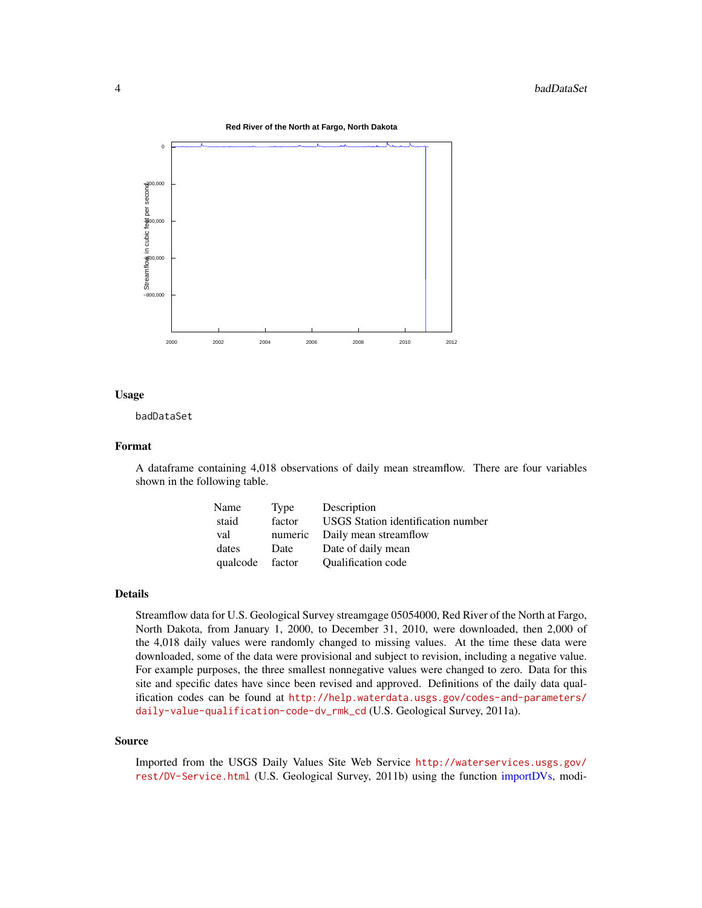## Usage

```
badDataSet
```

## Format

A dataframe containing 4,018 observations of daily mean streamflow. There are four variables shown in the following table.

| Name | Type | Description |
|---|---|---|
| staid | factor | USGS Station identification number |
| val | numeric | Daily mean streamflow |
| dates | Date | Date of daily mean |
| qualcode | factor | Qualification code |

## Details

Streamflow data for U.S. Geological Survey streamgage 05054000, Red River of the North at Fargo, North Dakota, from January 1, 2000, to December 31, 2010, were downloaded, then 2,000 of the 4,018 daily values were randomly changed to missing values. At the time these data were downloaded, some of the data were provisional and subject to revision, including a negative value. For example purposes, the three smallest nonnegative values were changed to zero. Data for this site and specific dates have since been revised and approved. Definitions of the daily data qualification codes can be found at http://help.waterdata.usgs.gov/codes-and-parameters/daily-value-qualification-code-dv_rmk_cd (U.S. Geological Survey, 2011a).

## Source

Imported from the USGS Daily Values Site Web Service http://waterservices.usgs.gov/rest/DV-Service.html (U.S. Geological Survey, 2011b) using the function importDVs, modi-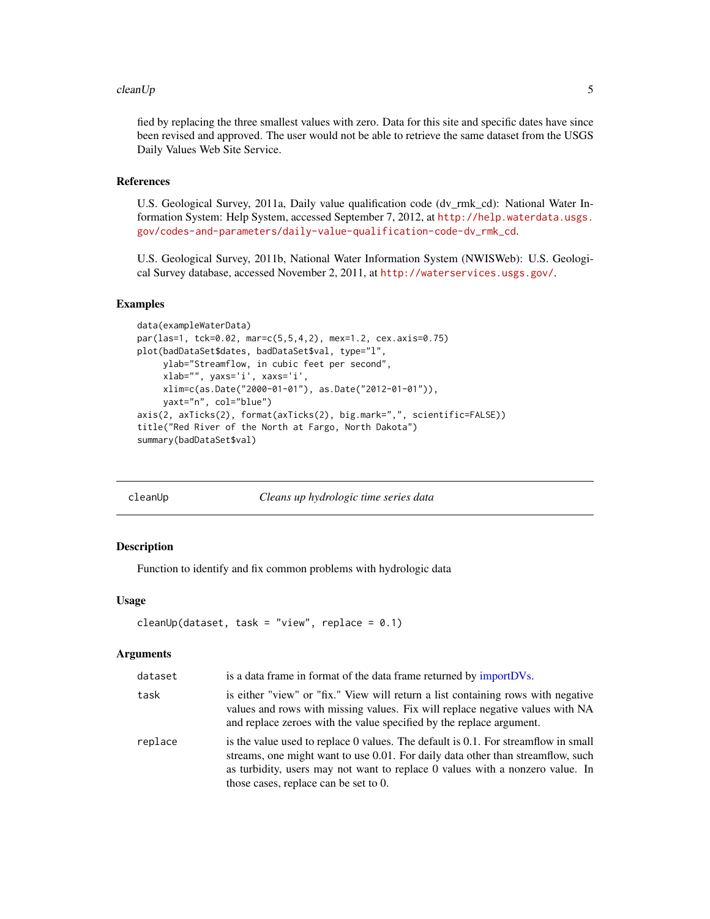fied by replacing the three smallest values with zero. Data for this site and specific dates have since been revised and approved. The user would not be able to retrieve the same dataset from the USGS Daily Values Web Site Service.

### References

U.S. Geological Survey, 2011a, Daily value qualification code (dv_rmk_cd): National Water Information System: Help System, accessed September 7, 2012, at http://help.waterdata.usgs.gov/codes-and-parameters/daily-value-qualification-code-dv_rmk_cd.

U.S. Geological Survey, 2011b, National Water Information System (NWISWeb): U.S. Geological Survey database, accessed November 2, 2011, at http://waterservices.usgs.gov/.

### Examples

```
data(exampleWaterData)
par(las=1, tck=0.02, mar=c(5,5,4,2), mex=1.2, cex.axis=0.75)
plot(badDataSet$dates, badDataSet$val, type="l",
     ylab="Streamflow, in cubic feet per second",
     xlab="", yaxs='i', xaxs='i',
     xlim=c(as.Date("2000-01-01"), as.Date("2012-01-01")),
     yaxt="n", col="blue")
axis(2, axTicks(2), format(axTicks(2), big.mark=",", scientific=FALSE))
title("Red River of the North at Fargo, North Dakota")
summary(badDataSet$val)
```

---

## cleanUp — *Cleans up hydrologic time series data*

---

### Description

Function to identify and fix common problems with hydrologic data

### Usage

```
cleanUp(dataset, task = "view", replace = 0.1)
```

### Arguments

| | |
|---|---|
| `dataset` | is a data frame in format of the data frame returned by importDVs. |
| `task` | is either "view" or "fix." View will return a list containing rows with negative values and rows with missing values. Fix will replace negative values with NA and replace zeroes with the value specified by the replace argument. |
| `replace` | is the value used to replace 0 values. The default is 0.1. For streamflow in small streams, one might want to use 0.01. For daily data other than streamflow, such as turbidity, users may not want to replace 0 values with a nonzero value. In those cases, replace can be set to 0. |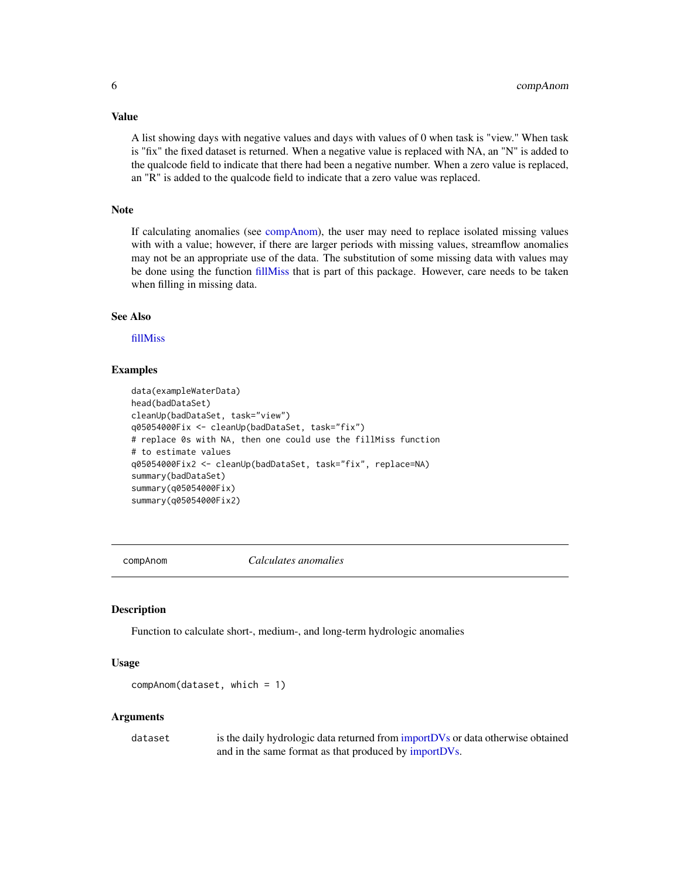### Value

A list showing days with negative values and days with values of 0 when task is "view." When task is "fix" the fixed dataset is returned. When a negative value is replaced with NA, an "N" is added to the qualcode field to indicate that there had been a negative number. When a zero value is replaced, an "R" is added to the qualcode field to indicate that a zero value was replaced.

### Note

If calculating anomalies (see compAnom), the user may need to replace isolated missing values with with a value; however, if there are larger periods with missing values, streamflow anomalies may not be an appropriate use of the data. The substitution of some missing data with values may be done using the function fillMiss that is part of this package. However, care needs to be taken when filling in missing data.

### See Also

fillMiss

### Examples

```
data(exampleWaterData)
head(badDataSet)
cleanUp(badDataSet, task="view")
q05054000Fix <- cleanUp(badDataSet, task="fix")
# replace 0s with NA, then one could use the fillMiss function
# to estimate values
q05054000Fix2 <- cleanUp(badDataSet, task="fix", replace=NA)
summary(badDataSet)
summary(q05054000Fix)
summary(q05054000Fix2)
```

---

## compAnom — *Calculates anomalies*

---

### Description

Function to calculate short-, medium-, and long-term hydrologic anomalies

### Usage

```
compAnom(dataset, which = 1)
```

### Arguments

| | |
|---|---|
| `dataset` | is the daily hydrologic data returned from importDVs or data otherwise obtained and in the same format as that produced by importDVs. |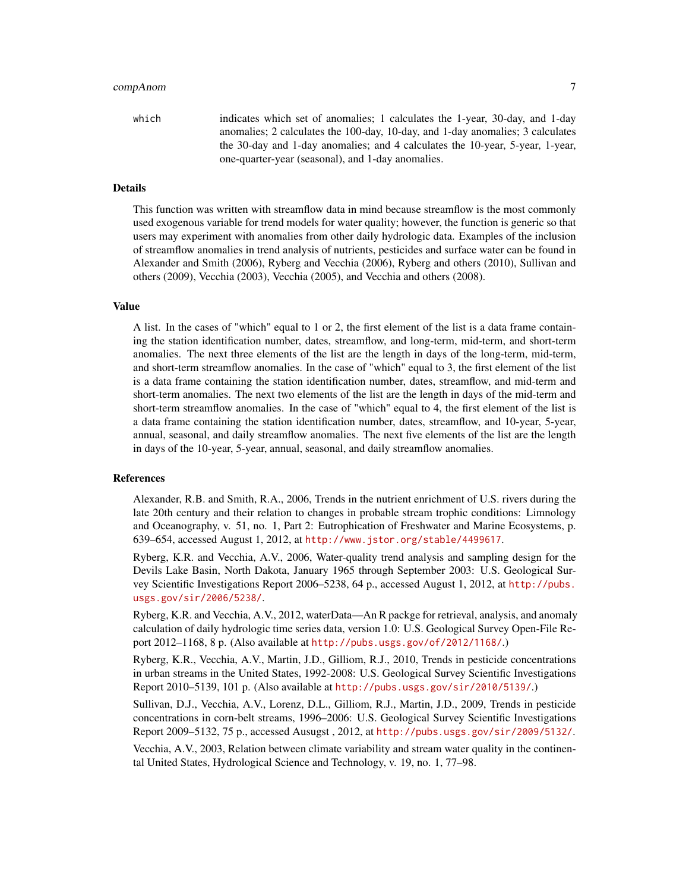| | |
|---|---|
| `which` | indicates which set of anomalies; 1 calculates the 1-year, 30-day, and 1-day anomalies; 2 calculates the 100-day, 10-day, and 1-day anomalies; 3 calculates the 30-day and 1-day anomalies; and 4 calculates the 10-year, 5-year, 1-year, one-quarter-year (seasonal), and 1-day anomalies. |

## Details

This function was written with streamflow data in mind because streamflow is the most commonly used exogenous variable for trend models for water quality; however, the function is generic so that users may experiment with anomalies from other daily hydrologic data. Examples of the inclusion of streamflow anomalies in trend analysis of nutrients, pesticides and surface water can be found in Alexander and Smith (2006), Ryberg and Vecchia (2006), Ryberg and others (2010), Sullivan and others (2009), Vecchia (2003), Vecchia (2005), and Vecchia and others (2008).

## Value

A list. In the cases of "which" equal to 1 or 2, the first element of the list is a data frame containing the station identification number, dates, streamflow, and long-term, mid-term, and short-term anomalies. The next three elements of the list are the length in days of the long-term, mid-term, and short-term streamflow anomalies. In the case of "which" equal to 3, the first element of the list is a data frame containing the station identification number, dates, streamflow, and mid-term and short-term anomalies. The next two elements of the list are the length in days of the mid-term and short-term streamflow anomalies. In the case of "which" equal to 4, the first element of the list is a data frame containing the station identification number, dates, streamflow, and 10-year, 5-year, annual, seasonal, and daily streamflow anomalies. The next five elements of the list are the length in days of the 10-year, 5-year, annual, seasonal, and daily streamflow anomalies.

## References

Alexander, R.B. and Smith, R.A., 2006, Trends in the nutrient enrichment of U.S. rivers during the late 20th century and their relation to changes in probable stream trophic conditions: Limnology and Oceanography, v. 51, no. 1, Part 2: Eutrophication of Freshwater and Marine Ecosystems, p. 639–654, accessed August 1, 2012, at http://www.jstor.org/stable/4499617.

Ryberg, K.R. and Vecchia, A.V., 2006, Water-quality trend analysis and sampling design for the Devils Lake Basin, North Dakota, January 1965 through September 2003: U.S. Geological Survey Scientific Investigations Report 2006–5238, 64 p., accessed August 1, 2012, at http://pubs.usgs.gov/sir/2006/5238/.

Ryberg, K.R. and Vecchia, A.V., 2012, waterData—An R packge for retrieval, analysis, and anomaly calculation of daily hydrologic time series data, version 1.0: U.S. Geological Survey Open-File Report 2012–1168, 8 p. (Also available at http://pubs.usgs.gov/of/2012/1168/.)

Ryberg, K.R., Vecchia, A.V., Martin, J.D., Gilliom, R.J., 2010, Trends in pesticide concentrations in urban streams in the United States, 1992-2008: U.S. Geological Survey Scientific Investigations Report 2010–5139, 101 p. (Also available at http://pubs.usgs.gov/sir/2010/5139/.)

Sullivan, D.J., Vecchia, A.V., Lorenz, D.L., Gilliom, R.J., Martin, J.D., 2009, Trends in pesticide concentrations in corn-belt streams, 1996–2006: U.S. Geological Survey Scientific Investigations Report 2009–5132, 75 p., accessed Ausugst , 2012, at http://pubs.usgs.gov/sir/2009/5132/.

Vecchia, A.V., 2003, Relation between climate variability and stream water quality in the continental United States, Hydrological Science and Technology, v. 19, no. 1, 77–98.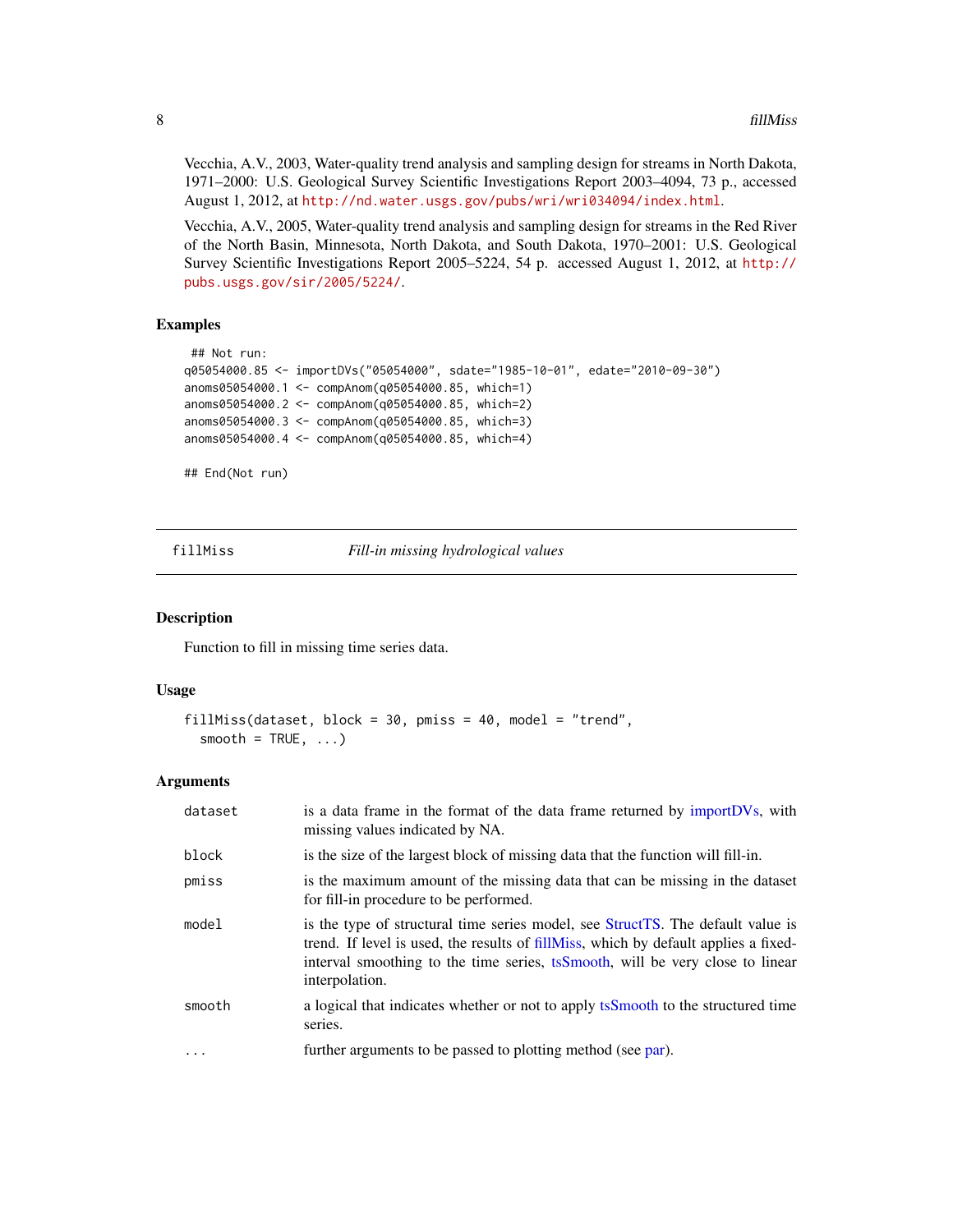Vecchia, A.V., 2003, Water-quality trend analysis and sampling design for streams in North Dakota, 1971–2000: U.S. Geological Survey Scientific Investigations Report 2003–4094, 73 p., accessed August 1, 2012, at http://nd.water.usgs.gov/pubs/wri/wri034094/index.html.

Vecchia, A.V., 2005, Water-quality trend analysis and sampling design for streams in the Red River of the North Basin, Minnesota, North Dakota, and South Dakota, 1970–2001: U.S. Geological Survey Scientific Investigations Report 2005–5224, 54 p. accessed August 1, 2012, at http://pubs.usgs.gov/sir/2005/5224/.

### Examples

```
 ## Not run:
q05054000.85 <- importDVs("05054000", sdate="1985-10-01", edate="2010-09-30")
anoms05054000.1 <- compAnom(q05054000.85, which=1)
anoms05054000.2 <- compAnom(q05054000.85, which=2)
anoms05054000.3 <- compAnom(q05054000.85, which=3)
anoms05054000.4 <- compAnom(q05054000.85, which=4)

## End(Not run)
```

---

## fillMiss *Fill-in missing hydrological values*

---

### Description

Function to fill in missing time series data.

### Usage

```
fillMiss(dataset, block = 30, pmiss = 40, model = "trend",
  smooth = TRUE, ...)
```

### Arguments

| | |
|---|---|
| `dataset` | is a data frame in the format of the data frame returned by importDVs, with missing values indicated by NA. |
| `block` | is the size of the largest block of missing data that the function will fill-in. |
| `pmiss` | is the maximum amount of the missing data that can be missing in the dataset for fill-in procedure to be performed. |
| `model` | is the type of structural time series model, see StructTS. The default value is trend. If level is used, the results of fillMiss, which by default applies a fixed-interval smoothing to the time series, tsSmooth, will be very close to linear interpolation. |
| `smooth` | a logical that indicates whether or not to apply tsSmooth to the structured time series. |
| `...` | further arguments to be passed to plotting method (see par). |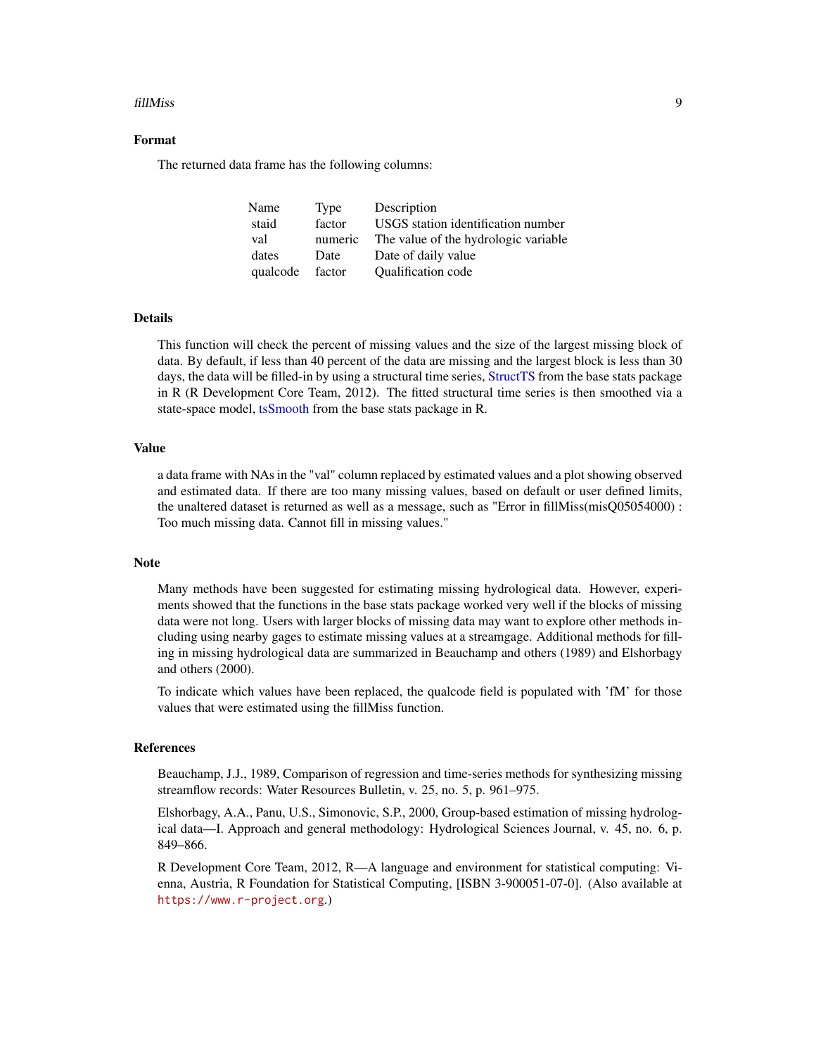## Format

The returned data frame has the following columns:

| Name | Type | Description |
|---|---|---|
| staid | factor | USGS station identification number |
| val | numeric | The value of the hydrologic variable |
| dates | Date | Date of daily value |
| qualcode | factor | Qualification code |

## Details

This function will check the percent of missing values and the size of the largest missing block of data. By default, if less than 40 percent of the data are missing and the largest block is less than 30 days, the data will be filled-in by using a structural time series, StructTS from the base stats package in R (R Development Core Team, 2012). The fitted structural time series is then smoothed via a state-space model, tsSmooth from the base stats package in R.

## Value

a data frame with NAs in the "val" column replaced by estimated values and a plot showing observed and estimated data. If there are too many missing values, based on default or user defined limits, the unaltered dataset is returned as well as a message, such as "Error in fillMiss(misQ05054000) : Too much missing data. Cannot fill in missing values."

## Note

Many methods have been suggested for estimating missing hydrological data. However, experiments showed that the functions in the base stats package worked very well if the blocks of missing data were not long. Users with larger blocks of missing data may want to explore other methods including using nearby gages to estimate missing values at a streamgage. Additional methods for filling in missing hydrological data are summarized in Beauchamp and others (1989) and Elshorbagy and others (2000).

To indicate which values have been replaced, the qualcode field is populated with 'fM' for those values that were estimated using the fillMiss function.

## References

Beauchamp, J.J., 1989, Comparison of regression and time-series methods for synthesizing missing streamflow records: Water Resources Bulletin, v. 25, no. 5, p. 961–975.

Elshorbagy, A.A., Panu, U.S., Simonovic, S.P., 2000, Group-based estimation of missing hydrological data—I. Approach and general methodology: Hydrological Sciences Journal, v. 45, no. 6, p. 849–866.

R Development Core Team, 2012, R—A language and environment for statistical computing: Vienna, Austria, R Foundation for Statistical Computing, [ISBN 3-900051-07-0]. (Also available at https://www.r-project.org.)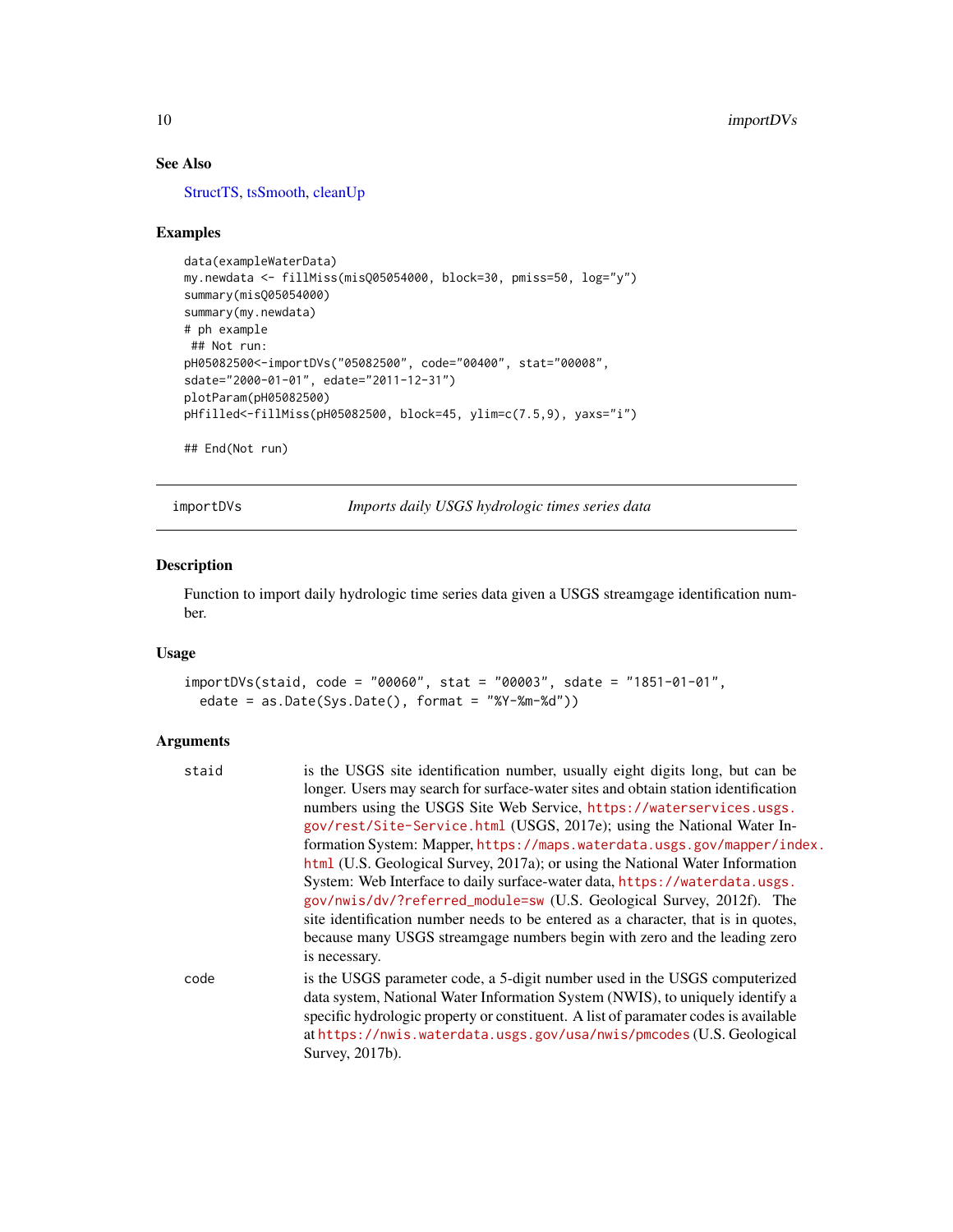### See Also

StructTS, tsSmooth, cleanUp

### Examples

```
data(exampleWaterData)
my.newdata <- fillMiss(misQ05054000, block=30, pmiss=50, log="y")
summary(misQ05054000)
summary(my.newdata)
# ph example
 ## Not run:
pH05082500<-importDVs("05082500", code="00400", stat="00008",
sdate="2000-01-01", edate="2011-12-31")
plotParam(pH05082500)
pHfilled<-fillMiss(pH05082500, block=45, ylim=c(7.5,9), yaxs="i")

## End(Not run)
```

---

## importDVs — *Imports daily USGS hydrologic times series data*

### Description

Function to import daily hydrologic time series data given a USGS streamgage identification number.

### Usage

```
importDVs(staid, code = "00060", stat = "00003", sdate = "1851-01-01",
  edate = as.Date(Sys.Date(), format = "%Y-%m-%d"))
```

### Arguments

**staid** is the USGS site identification number, usually eight digits long, but can be longer. Users may search for surface-water sites and obtain station identification numbers using the USGS Site Web Service, https://waterservices.usgs.gov/rest/Site-Service.html (USGS, 2017e); using the National Water Information System: Mapper, https://maps.waterdata.usgs.gov/mapper/index.html (U.S. Geological Survey, 2017a); or using the National Water Information System: Web Interface to daily surface-water data, https://waterdata.usgs.gov/nwis/dv/?referred_module=sw (U.S. Geological Survey, 2012f). The site identification number needs to be entered as a character, that is in quotes, because many USGS streamgage numbers begin with zero and the leading zero is necessary.

**code** is the USGS parameter code, a 5-digit number used in the USGS computerized data system, National Water Information System (NWIS), to uniquely identify a specific hydrologic property or constituent. A list of paramater codes is available at https://nwis.waterdata.usgs.gov/usa/nwis/pmcodes (U.S. Geological Survey, 2017b).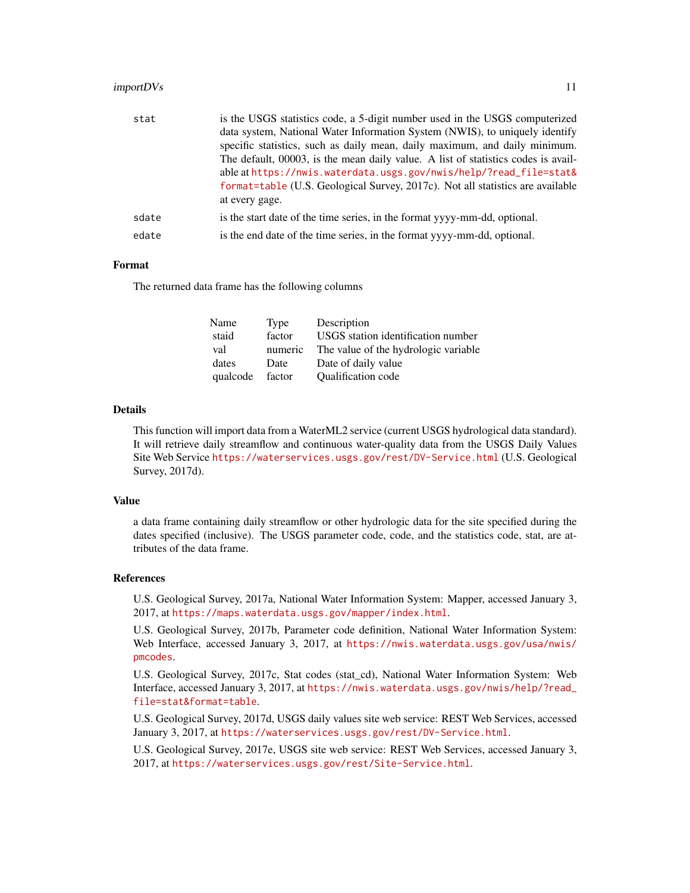| | |
|---|---|
| stat | is the USGS statistics code, a 5-digit number used in the USGS computerized data system, National Water Information System (NWIS), to uniquely identify specific statistics, such as daily mean, daily maximum, and daily minimum. The default, 00003, is the mean daily value. A list of statistics codes is available at https://nwis.waterdata.usgs.gov/nwis/help/?read_file=stat&format=table (U.S. Geological Survey, 2017c). Not all statistics are available at every gage. |
| sdate | is the start date of the time series, in the format yyyy-mm-dd, optional. |
| edate | is the end date of the time series, in the format yyyy-mm-dd, optional. |

### Format

The returned data frame has the following columns

| Name | Type | Description |
|---|---|---|
| staid | factor | USGS station identification number |
| val | numeric | The value of the hydrologic variable |
| dates | Date | Date of daily value |
| qualcode | factor | Qualification code |

### Details

This function will import data from a WaterML2 service (current USGS hydrological data standard). It will retrieve daily streamflow and continuous water-quality data from the USGS Daily Values Site Web Service https://waterservices.usgs.gov/rest/DV-Service.html (U.S. Geological Survey, 2017d).

### Value

a data frame containing daily streamflow or other hydrologic data for the site specified during the dates specified (inclusive). The USGS parameter code, code, and the statistics code, stat, are attributes of the data frame.

### References

U.S. Geological Survey, 2017a, National Water Information System: Mapper, accessed January 3, 2017, at https://maps.waterdata.usgs.gov/mapper/index.html.

U.S. Geological Survey, 2017b, Parameter code definition, National Water Information System: Web Interface, accessed January 3, 2017, at https://nwis.waterdata.usgs.gov/usa/nwis/pmcodes.

U.S. Geological Survey, 2017c, Stat codes (stat_cd), National Water Information System: Web Interface, accessed January 3, 2017, at https://nwis.waterdata.usgs.gov/nwis/help/?read_file=stat&format=table.

U.S. Geological Survey, 2017d, USGS daily values site web service: REST Web Services, accessed January 3, 2017, at https://waterservices.usgs.gov/rest/DV-Service.html.

U.S. Geological Survey, 2017e, USGS site web service: REST Web Services, accessed January 3, 2017, at https://waterservices.usgs.gov/rest/Site-Service.html.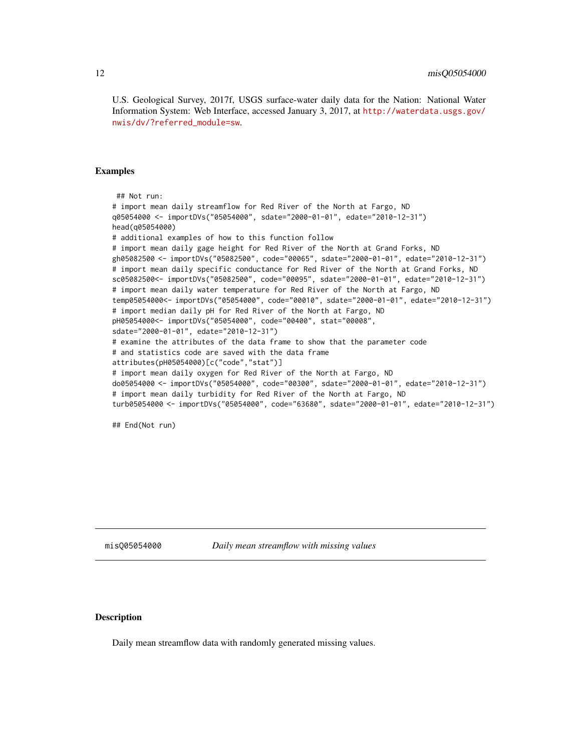U.S. Geological Survey, 2017f, USGS surface-water daily data for the Nation: National Water Information System: Web Interface, accessed January 3, 2017, at http://waterdata.usgs.gov/nwis/dv/?referred_module=sw.

## Examples

```
 ## Not run:
# import mean daily streamflow for Red River of the North at Fargo, ND
q05054000 <- importDVs("05054000", sdate="2000-01-01", edate="2010-12-31")
head(q05054000)
# additional examples of how to this function follow
# import mean daily gage height for Red River of the North at Grand Forks, ND
gh05082500 <- importDVs("05082500", code="00065", sdate="2000-01-01", edate="2010-12-31")
# import mean daily specific conductance for Red River of the North at Grand Forks, ND
sc05082500<- importDVs("05082500", code="00095", sdate="2000-01-01", edate="2010-12-31")
# import mean daily water temperature for Red River of the North at Fargo, ND
temp05054000<- importDVs("05054000", code="00010", sdate="2000-01-01", edate="2010-12-31")
# import median daily pH for Red River of the North at Fargo, ND
pH05054000<- importDVs("05054000", code="00400", stat="00008",
sdate="2000-01-01", edate="2010-12-31")
# examine the attributes of the data frame to show that the parameter code
# and statistics code are saved with the data frame
attributes(pH05054000)[c("code","stat")]
# import mean daily oxygen for Red River of the North at Fargo, ND
do05054000 <- importDVs("05054000", code="00300", sdate="2000-01-01", edate="2010-12-31")
# import mean daily turbidity for Red River of the North at Fargo, ND
turb05054000 <- importDVs("05054000", code="63680", sdate="2000-01-01", edate="2010-12-31")

## End(Not run)
```

---

misQ05054000 *Daily mean streamflow with missing values*

---

## Description

Daily mean streamflow data with randomly generated missing values.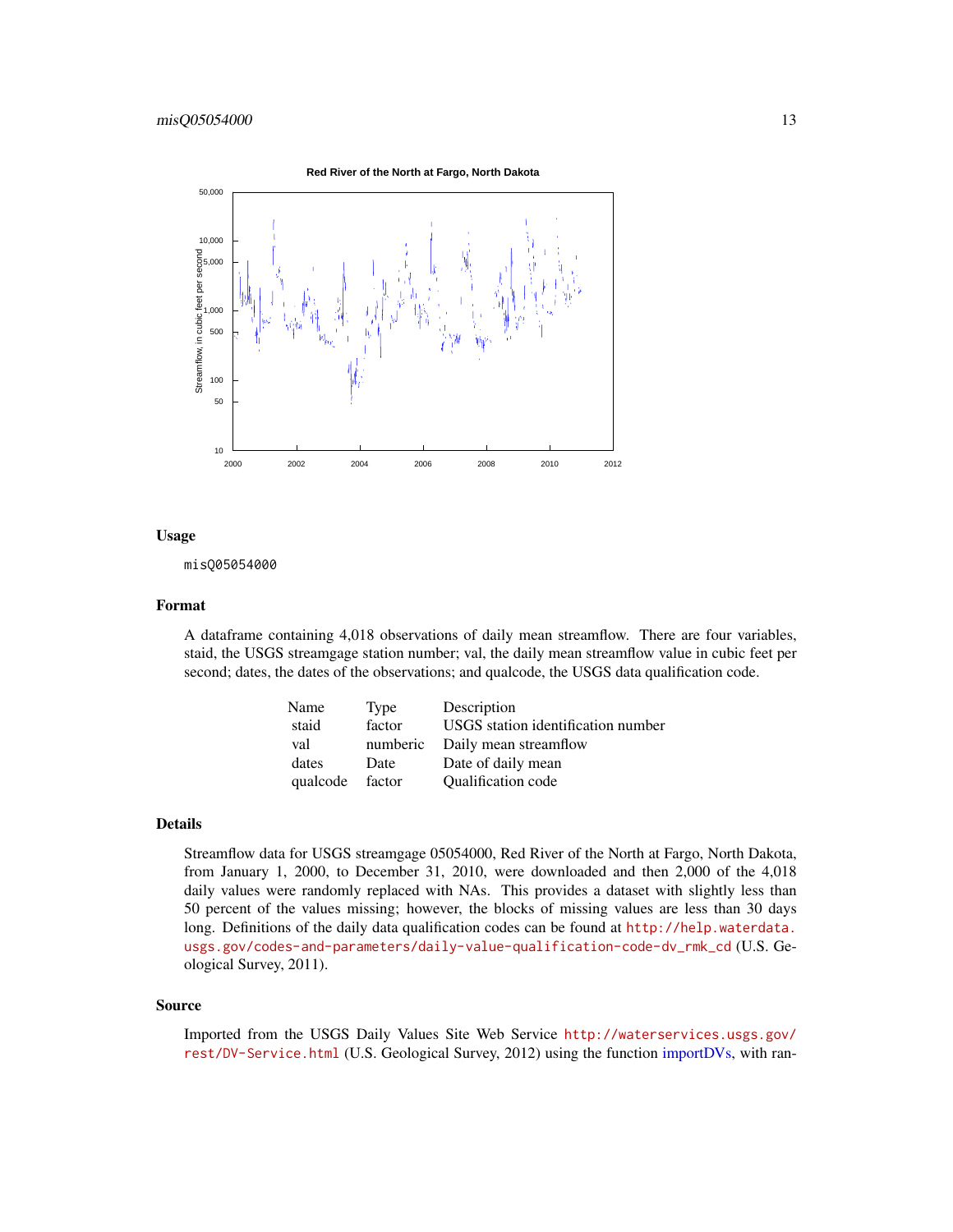Red River of the North at Fargo, North Dakota

Streamflow, in cubic feet per second

50,000
10,000
5,000
1,000
500
100
50
10

2000
2002
2004
2006
2008
2010
2012

## Usage

```
misQ05054000
```

## Format

A dataframe containing 4,018 observations of daily mean streamflow. There are four variables, staid, the USGS streamgage station number; val, the daily mean streamflow value in cubic feet per second; dates, the dates of the observations; and qualcode, the USGS data qualification code.

| Name | Type | Description |
|---|---|---|
| staid | factor | USGS station identification number |
| val | numberic | Daily mean streamflow |
| dates | Date | Date of daily mean |
| qualcode | factor | Qualification code |

## Details

Streamflow data for USGS streamgage 05054000, Red River of the North at Fargo, North Dakota, from January 1, 2000, to December 31, 2010, were downloaded and then 2,000 of the 4,018 daily values were randomly replaced with NAs. This provides a dataset with slightly less than 50 percent of the values missing; however, the blocks of missing values are less than 30 days long. Definitions of the daily data qualification codes can be found at http://help.waterdata.usgs.gov/codes-and-parameters/daily-value-qualification-code-dv_rmk_cd (U.S. Geological Survey, 2011).

## Source

Imported from the USGS Daily Values Site Web Service http://waterservices.usgs.gov/rest/DV-Service.html (U.S. Geological Survey, 2012) using the function importDVs, with ran-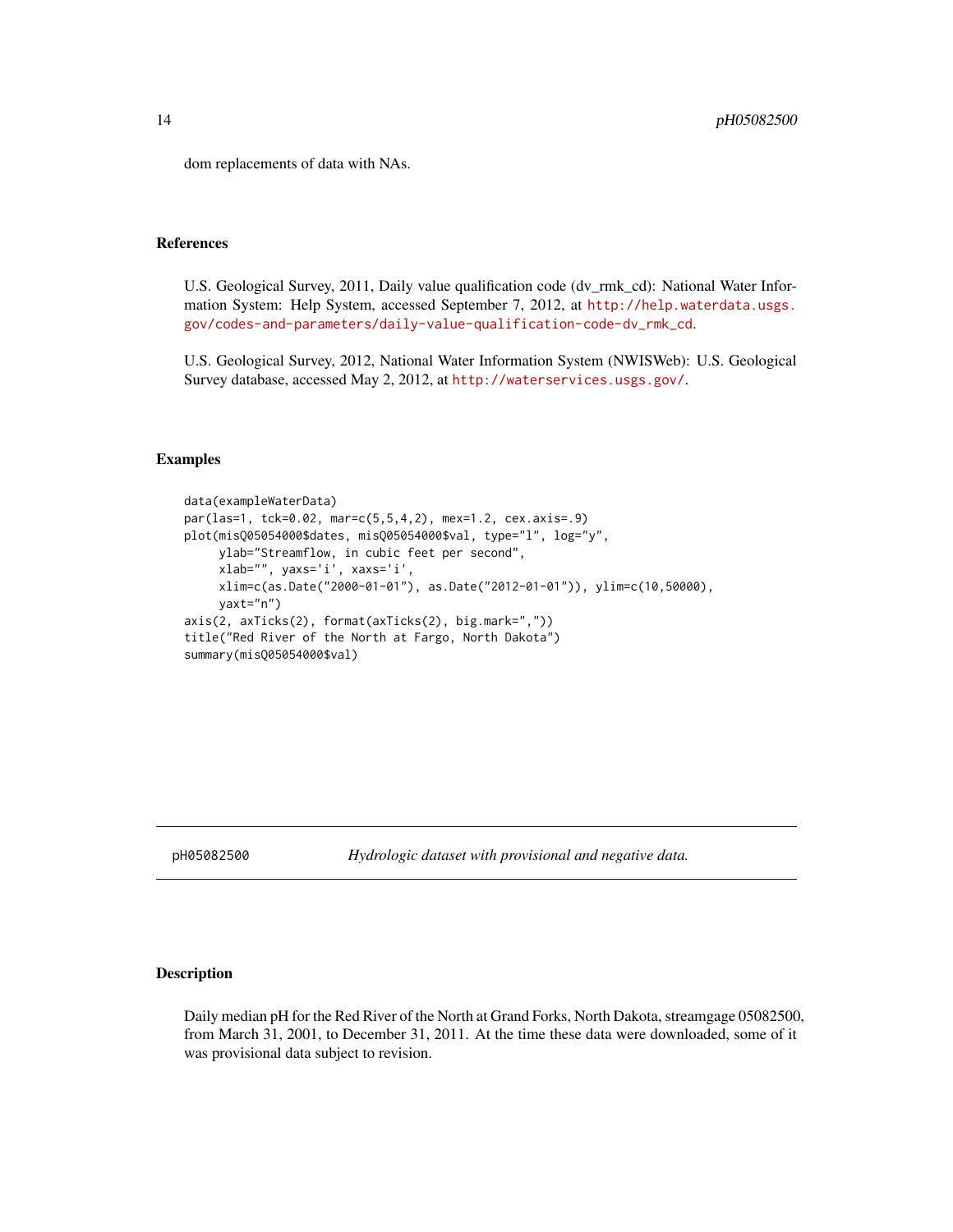dom replacements of data with NAs.

### References

U.S. Geological Survey, 2011, Daily value qualification code (dv_rmk_cd): National Water Information System: Help System, accessed September 7, 2012, at http://help.waterdata.usgs.gov/codes-and-parameters/daily-value-qualification-code-dv_rmk_cd.

U.S. Geological Survey, 2012, National Water Information System (NWISWeb): U.S. Geological Survey database, accessed May 2, 2012, at http://waterservices.usgs.gov/.

### Examples

```
data(exampleWaterData)
par(las=1, tck=0.02, mar=c(5,5,4,2), mex=1.2, cex.axis=.9)
plot(misQ05054000$dates, misQ05054000$val, type="l", log="y",
     ylab="Streamflow, in cubic feet per second",
     xlab="", yaxs='i', xaxs='i',
     xlim=c(as.Date("2000-01-01"), as.Date("2012-01-01")), ylim=c(10,50000),
     yaxt="n")
axis(2, axTicks(2), format(axTicks(2), big.mark=","))
title("Red River of the North at Fargo, North Dakota")
summary(misQ05054000$val)
```

---

## pH05082500 — *Hydrologic dataset with provisional and negative data.*

### Description

Daily median pH for the Red River of the North at Grand Forks, North Dakota, streamgage 05082500, from March 31, 2001, to December 31, 2011. At the time these data were downloaded, some of it was provisional data subject to revision.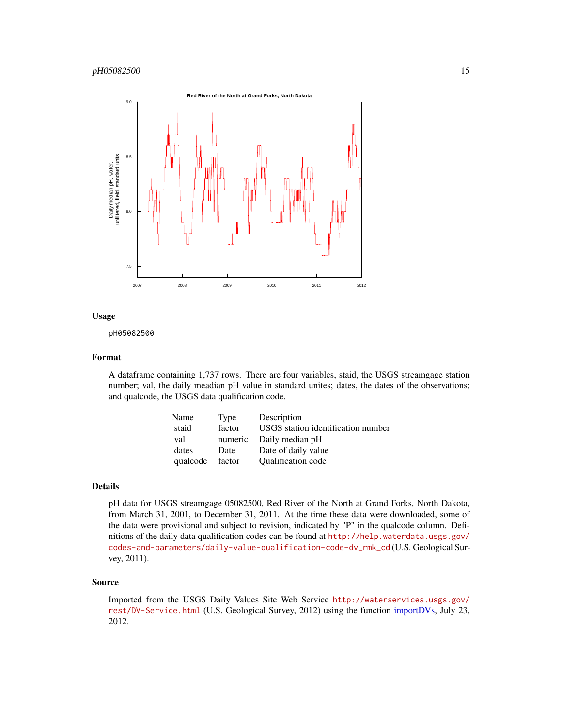Red River of the North at Grand Forks, North Dakota

Daily median pH, water, unfiltered, field, standard units

9.0

8.5

8.0

7.5

2007 2008 2009 2010 2011 2012

## Usage

```
pH05082500
```

## Format

A dataframe containing 1,737 rows. There are four variables, staid, the USGS streamgage station number; val, the daily meadian pH value in standard unites; dates, the dates of the observations; and qualcode, the USGS data qualification code.

| Name | Type | Description |
|---|---|---|
| staid | factor | USGS station identification number |
| val | numeric | Daily median pH |
| dates | Date | Date of daily value |
| qualcode | factor | Qualification code |

## Details

pH data for USGS streamgage 05082500, Red River of the North at Grand Forks, North Dakota, from March 31, 2001, to December 31, 2011. At the time these data were downloaded, some of the data were provisional and subject to revision, indicated by "P" in the qualcode column. Definitions of the daily data qualification codes can be found at http://help.waterdata.usgs.gov/codes-and-parameters/daily-value-qualification-code-dv_rmk_cd (U.S. Geological Survey, 2011).

## Source

Imported from the USGS Daily Values Site Web Service http://waterservices.usgs.gov/rest/DV-Service.html (U.S. Geological Survey, 2012) using the function importDVs, July 23, 2012.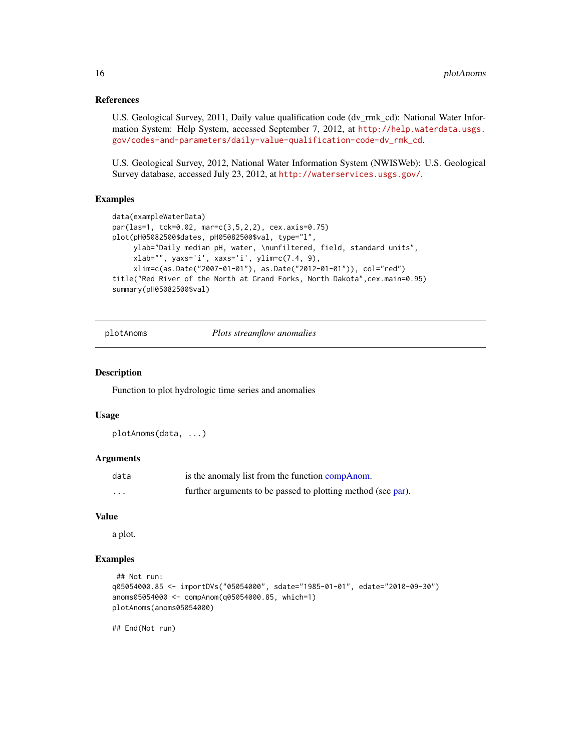## References

U.S. Geological Survey, 2011, Daily value qualification code (dv_rmk_cd): National Water Information System: Help System, accessed September 7, 2012, at http://help.waterdata.usgs.gov/codes-and-parameters/daily-value-qualification-code-dv_rmk_cd.

U.S. Geological Survey, 2012, National Water Information System (NWISWeb): U.S. Geological Survey database, accessed July 23, 2012, at http://waterservices.usgs.gov/.

## Examples

```
data(exampleWaterData)
par(las=1, tck=0.02, mar=c(3,5,2,2), cex.axis=0.75)
plot(pH05082500$dates, pH05082500$val, type="l",
     ylab="Daily median pH, water, \nunfiltered, field, standard units",
     xlab="", yaxs='i', xaxs='i', ylim=c(7.4, 9),
     xlim=c(as.Date("2007-01-01"), as.Date("2012-01-01")), col="red")
title("Red River of the North at Grand Forks, North Dakota",cex.main=0.95)
summary(pH05082500$val)
```

---

# plotAnoms *Plots streamflow anomalies*

## Description

Function to plot hydrologic time series and anomalies

## Usage

```
plotAnoms(data, ...)
```

## Arguments

| | |
|---|---|
| data | is the anomaly list from the function compAnom. |
| ... | further arguments to be passed to plotting method (see par). |

## Value

a plot.

## Examples

```
 ## Not run:
q05054000.85 <- importDVs("05054000", sdate="1985-01-01", edate="2010-09-30")
anoms05054000 <- compAnom(q05054000.85, which=1)
plotAnoms(anoms05054000)

## End(Not run)
```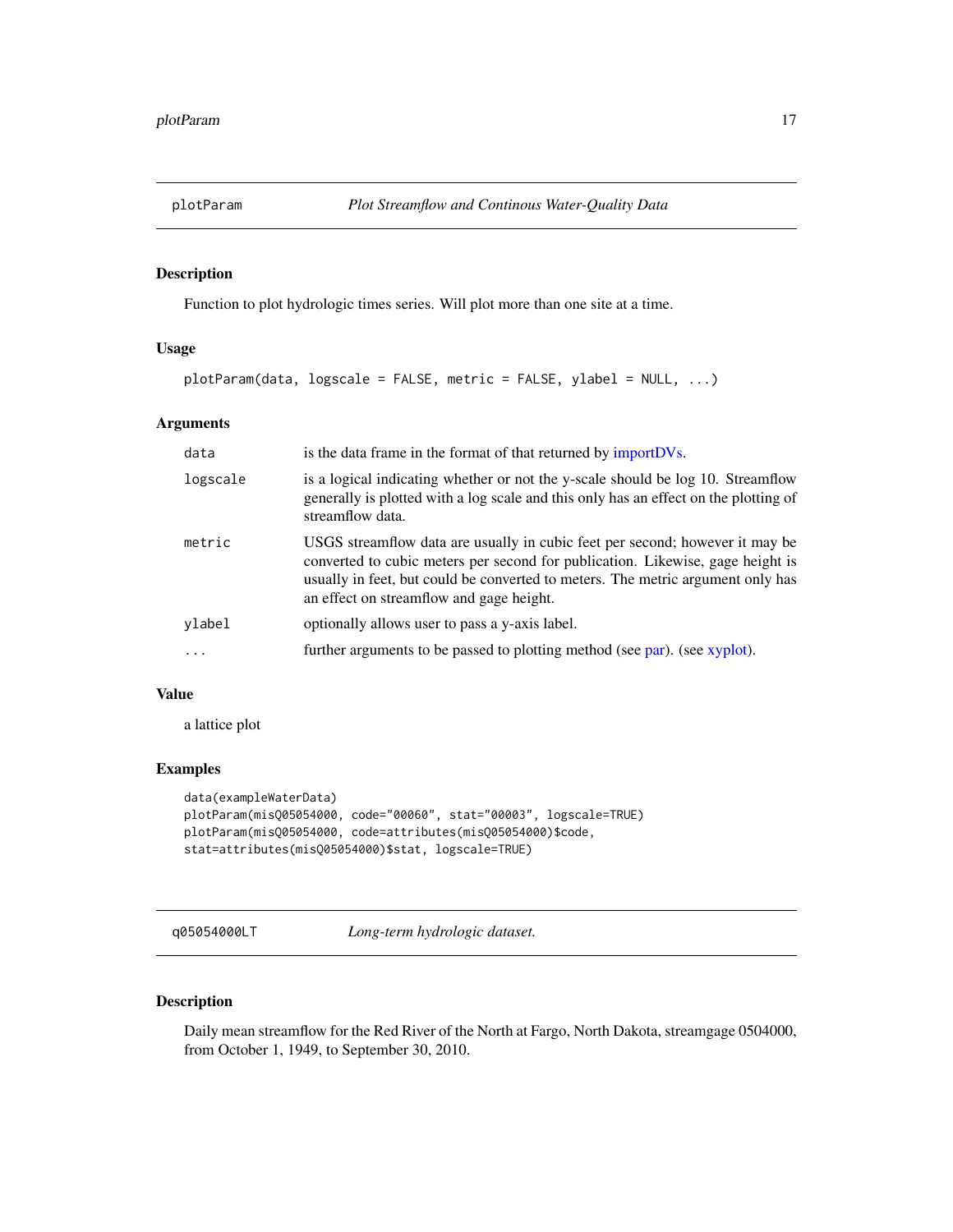## plotParam — *Plot Streamflow and Continous Water-Quality Data*

### Description

Function to plot hydrologic times series. Will plot more than one site at a time.

### Usage

```
plotParam(data, logscale = FALSE, metric = FALSE, ylabel = NULL, ...)
```

### Arguments

| | |
|---|---|
| `data` | is the data frame in the format of that returned by importDVs. |
| `logscale` | is a logical indicating whether or not the y-scale should be log 10. Streamflow generally is plotted with a log scale and this only has an effect on the plotting of streamflow data. |
| `metric` | USGS streamflow data are usually in cubic feet per second; however it may be converted to cubic meters per second for publication. Likewise, gage height is usually in feet, but could be converted to meters. The metric argument only has an effect on streamflow and gage height. |
| `ylabel` | optionally allows user to pass a y-axis label. |
| `...` | further arguments to be passed to plotting method (see par). (see xyplot). |

### Value

a lattice plot

### Examples

```
data(exampleWaterData)
plotParam(misQ05054000, code="00060", stat="00003", logscale=TRUE)
plotParam(misQ05054000, code=attributes(misQ05054000)$code,
stat=attributes(misQ05054000)$stat, logscale=TRUE)
```

## q05054000LT — *Long-term hydrologic dataset.*

### Description

Daily mean streamflow for the Red River of the North at Fargo, North Dakota, streamgage 0504000, from October 1, 1949, to September 30, 2010.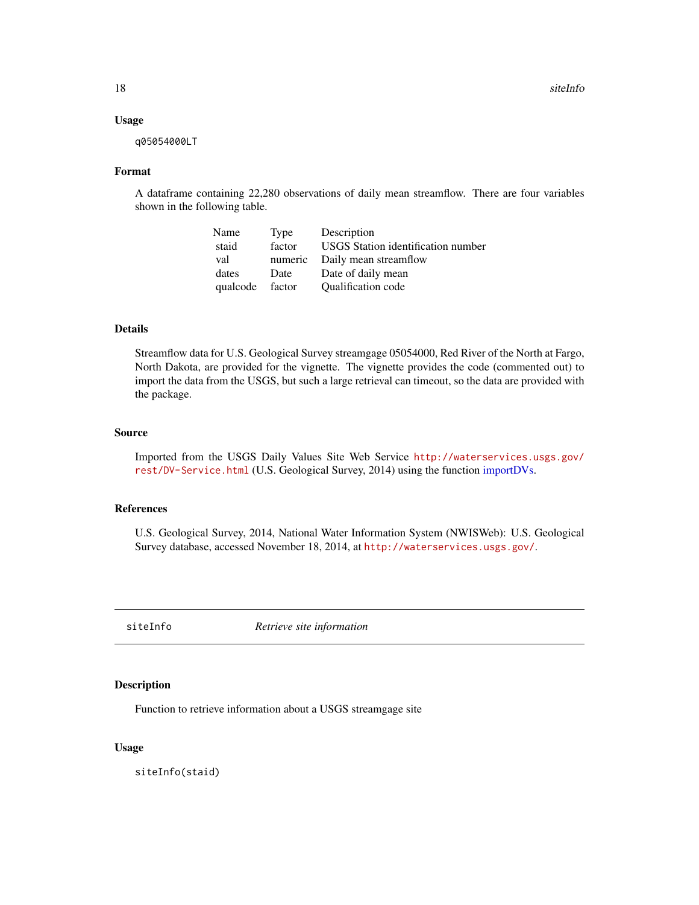### Usage

```
q05054000LT
```

### Format

A dataframe containing 22,280 observations of daily mean streamflow. There are four variables shown in the following table.

| Name | Type | Description |
| --- | --- | --- |
| staid | factor | USGS Station identification number |
| val | numeric | Daily mean streamflow |
| dates | Date | Date of daily mean |
| qualcode | factor | Qualification code |

### Details

Streamflow data for U.S. Geological Survey streamgage 05054000, Red River of the North at Fargo, North Dakota, are provided for the vignette. The vignette provides the code (commented out) to import the data from the USGS, but such a large retrieval can timeout, so the data are provided with the package.

### Source

Imported from the USGS Daily Values Site Web Service http://waterservices.usgs.gov/rest/DV-Service.html (U.S. Geological Survey, 2014) using the function importDVs.

### References

U.S. Geological Survey, 2014, National Water Information System (NWISWeb): U.S. Geological Survey database, accessed November 18, 2014, at http://waterservices.usgs.gov/.

---

## siteInfo *Retrieve site information*

---

### Description

Function to retrieve information about a USGS streamgage site

### Usage

```
siteInfo(staid)
```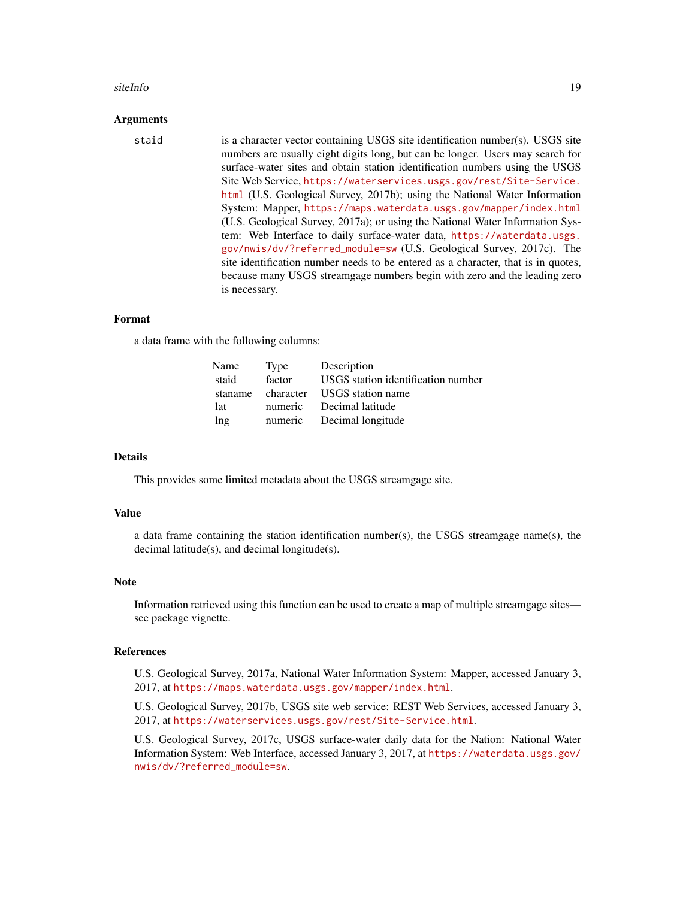## Arguments

`staid` is a character vector containing USGS site identification number(s). USGS site numbers are usually eight digits long, but can be longer. Users may search for surface-water sites and obtain station identification numbers using the USGS Site Web Service, https://waterservices.usgs.gov/rest/Site-Service.html (U.S. Geological Survey, 2017b); using the National Water Information System: Mapper, https://maps.waterdata.usgs.gov/mapper/index.html (U.S. Geological Survey, 2017a); or using the National Water Information System: Web Interface to daily surface-water data, https://waterdata.usgs.gov/nwis/dv/?referred_module=sw (U.S. Geological Survey, 2017c). The site identification number needs to be entered as a character, that is in quotes, because many USGS streamgage numbers begin with zero and the leading zero is necessary.

## Format

a data frame with the following columns:

| Name | Type | Description |
|---|---|---|
| staid | factor | USGS station identification number |
| staname | character | USGS station name |
| lat | numeric | Decimal latitude |
| lng | numeric | Decimal longitude |

## Details

This provides some limited metadata about the USGS streamgage site.

## Value

a data frame containing the station identification number(s), the USGS streamgage name(s), the decimal latitude(s), and decimal longitude(s).

## Note

Information retrieved using this function can be used to create a map of multiple streamgage sites—see package vignette.

## References

U.S. Geological Survey, 2017a, National Water Information System: Mapper, accessed January 3, 2017, at https://maps.waterdata.usgs.gov/mapper/index.html.

U.S. Geological Survey, 2017b, USGS site web service: REST Web Services, accessed January 3, 2017, at https://waterservices.usgs.gov/rest/Site-Service.html.

U.S. Geological Survey, 2017c, USGS surface-water daily data for the Nation: National Water Information System: Web Interface, accessed January 3, 2017, at https://waterdata.usgs.gov/nwis/dv/?referred_module=sw.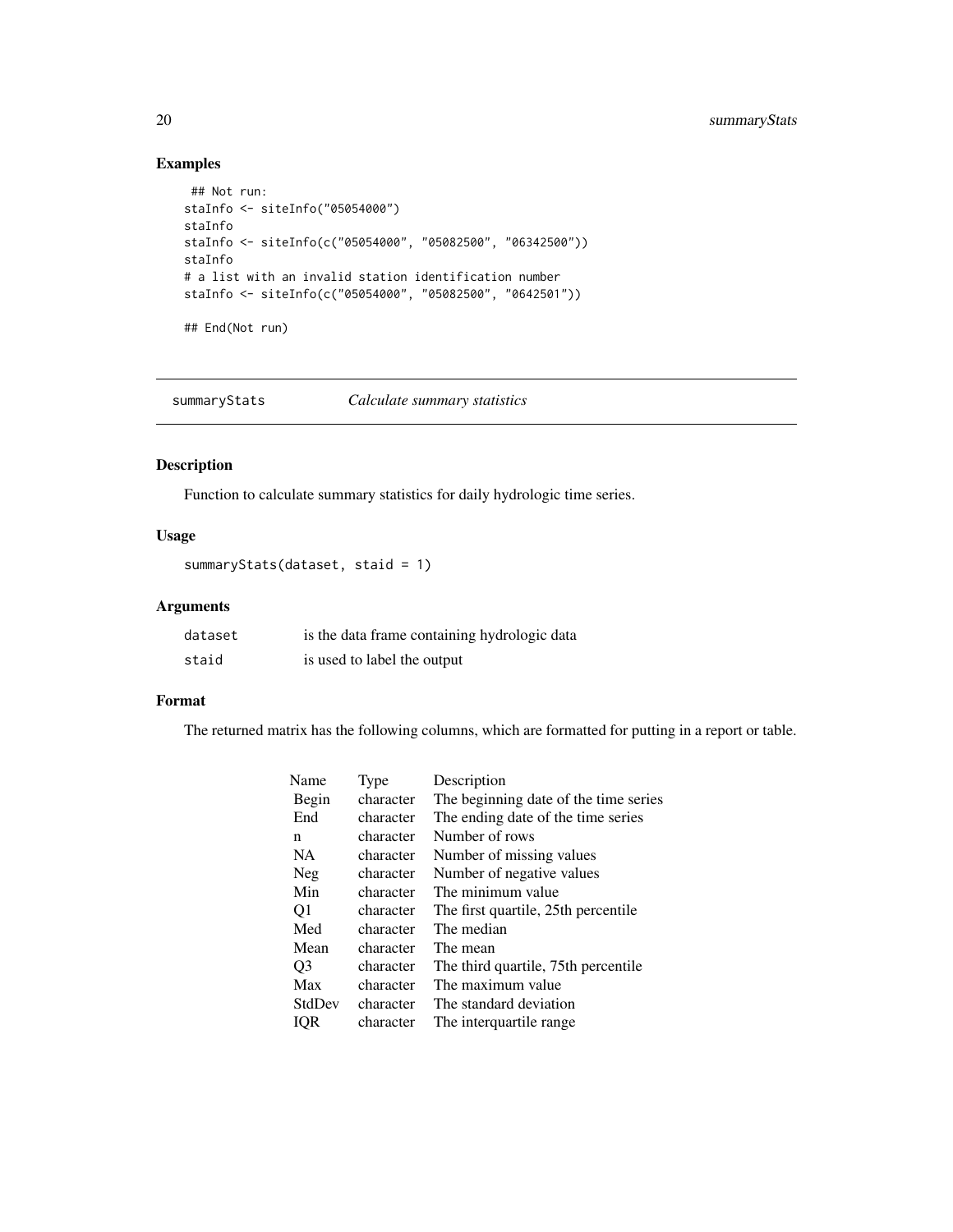## Examples

```
## Not run:
staInfo <- siteInfo("05054000")
staInfo
staInfo <- siteInfo(c("05054000", "05082500", "06342500"))
staInfo
# a list with an invalid station identification number
staInfo <- siteInfo(c("05054000", "05082500", "0642501"))

## End(Not run)
```

---

summaryStats *Calculate summary statistics*

---

## Description

Function to calculate summary statistics for daily hydrologic time series.

## Usage

```
summaryStats(dataset, staid = 1)
```

## Arguments

| | |
|---|---|
| dataset | is the data frame containing hydrologic data |
| staid | is used to label the output |

## Format

The returned matrix has the following columns, which are formatted for putting in a report or table.

| Name | Type | Description |
|---|---|---|
| Begin | character | The beginning date of the time series |
| End | character | The ending date of the time series |
| n | character | Number of rows |
| NA | character | Number of missing values |
| Neg | character | Number of negative values |
| Min | character | The minimum value |
| Q1 | character | The first quartile, 25th percentile |
| Med | character | The median |
| Mean | character | The mean |
| Q3 | character | The third quartile, 75th percentile |
| Max | character | The maximum value |
| StdDev | character | The standard deviation |
| IQR | character | The interquartile range |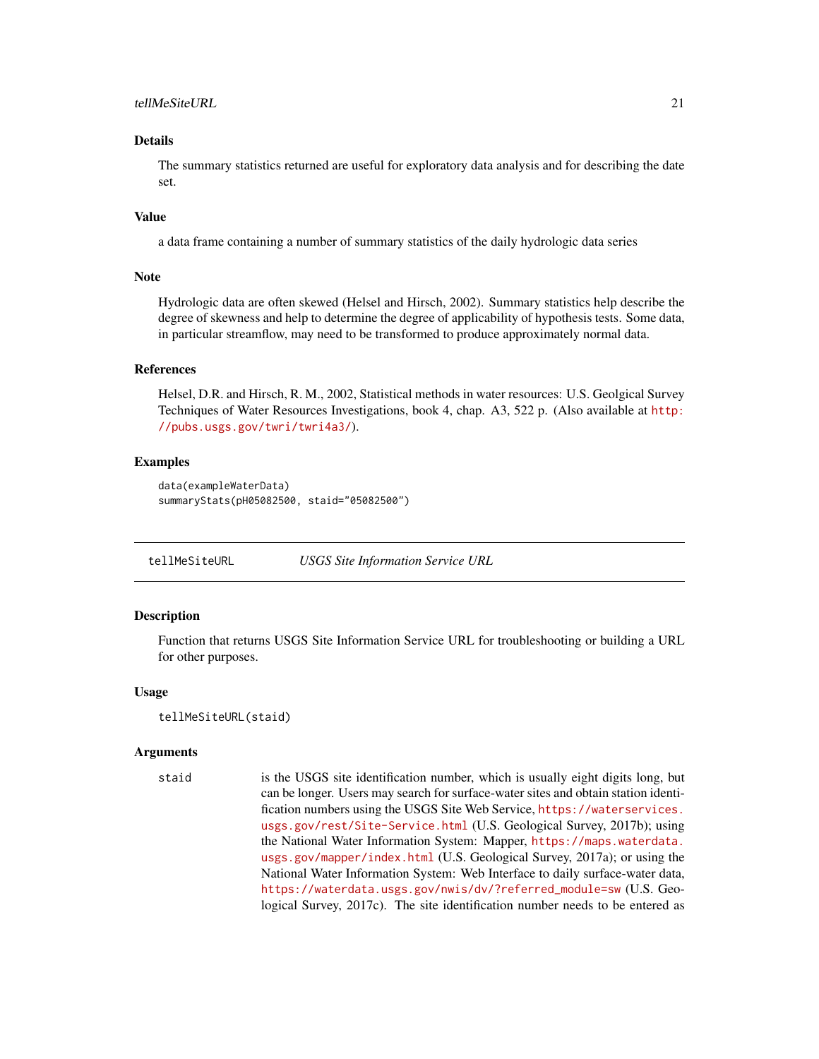## Details

The summary statistics returned are useful for exploratory data analysis and for describing the date set.

## Value

a data frame containing a number of summary statistics of the daily hydrologic data series

## Note

Hydrologic data are often skewed (Helsel and Hirsch, 2002). Summary statistics help describe the degree of skewness and help to determine the degree of applicability of hypothesis tests. Some data, in particular streamflow, may need to be transformed to produce approximately normal data.

## References

Helsel, D.R. and Hirsch, R. M., 2002, Statistical methods in water resources: U.S. Geolgical Survey Techniques of Water Resources Investigations, book 4, chap. A3, 522 p. (Also available at http://pubs.usgs.gov/twri/twri4a3/).

## Examples

```
data(exampleWaterData)
summaryStats(pH05082500, staid="05082500")
```

---

# tellMeSiteURL *USGS Site Information Service URL*

---

## Description

Function that returns USGS Site Information Service URL for troubleshooting or building a URL for other purposes.

## Usage

```
tellMeSiteURL(staid)
```

## Arguments

`staid` is the USGS site identification number, which is usually eight digits long, but can be longer. Users may search for surface-water sites and obtain station identification numbers using the USGS Site Web Service, https://waterservices.usgs.gov/rest/Site-Service.html (U.S. Geological Survey, 2017b); using the National Water Information System: Mapper, https://maps.waterdata.usgs.gov/mapper/index.html (U.S. Geological Survey, 2017a); or using the National Water Information System: Web Interface to daily surface-water data, https://waterdata.usgs.gov/nwis/dv/?referred_module=sw (U.S. Geological Survey, 2017c). The site identification number needs to be entered as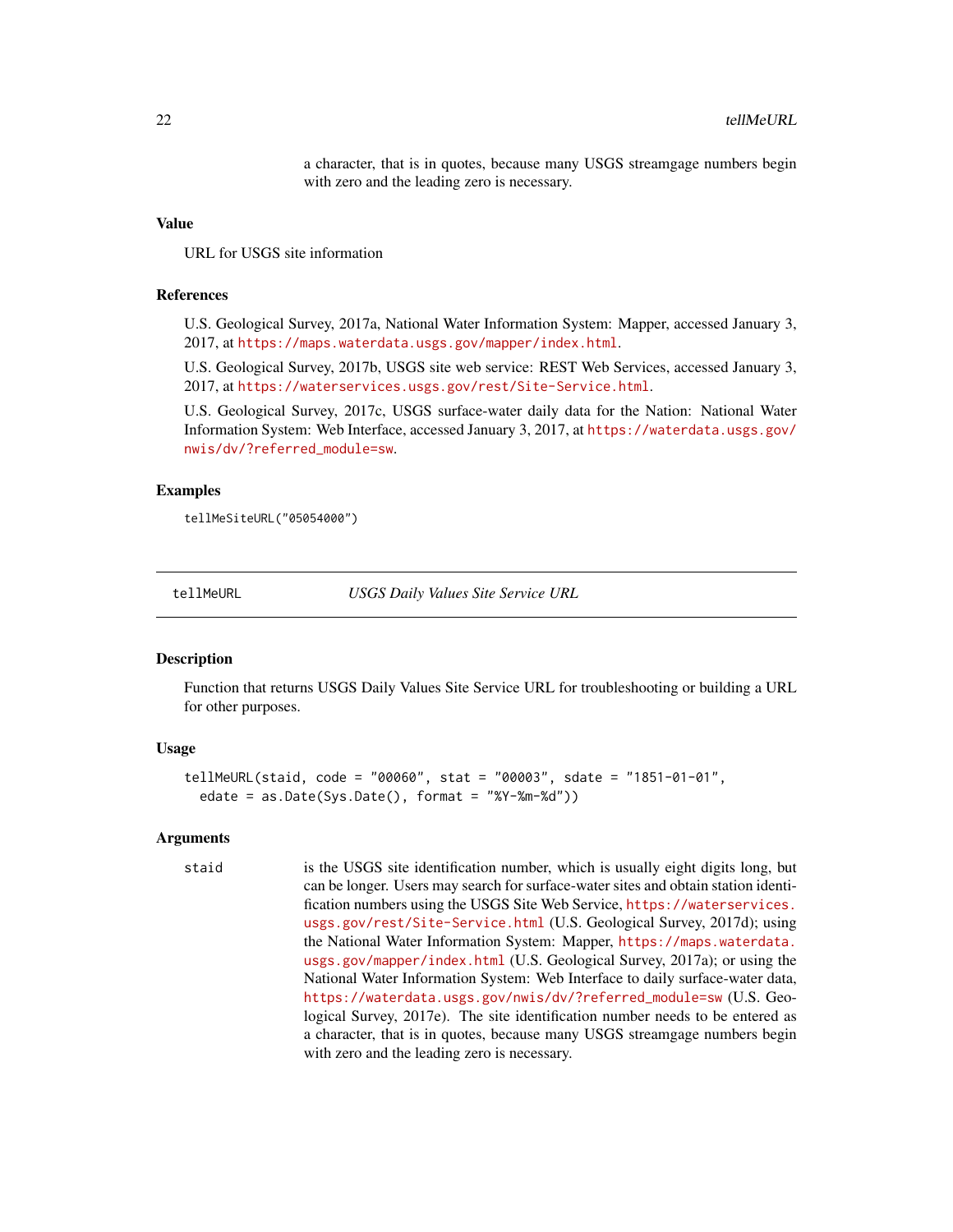a character, that is in quotes, because many USGS streamgage numbers begin with zero and the leading zero is necessary.

### Value

URL for USGS site information

### References

U.S. Geological Survey, 2017a, National Water Information System: Mapper, accessed January 3, 2017, at https://maps.waterdata.usgs.gov/mapper/index.html.

U.S. Geological Survey, 2017b, USGS site web service: REST Web Services, accessed January 3, 2017, at https://waterservices.usgs.gov/rest/Site-Service.html.

U.S. Geological Survey, 2017c, USGS surface-water daily data for the Nation: National Water Information System: Web Interface, accessed January 3, 2017, at https://waterdata.usgs.gov/nwis/dv/?referred_module=sw.

### Examples

```
tellMeSiteURL("05054000")
```

---

## tellMeURL — *USGS Daily Values Site Service URL*

### Description

Function that returns USGS Daily Values Site Service URL for troubleshooting or building a URL for other purposes.

### Usage

```
tellMeURL(staid, code = "00060", stat = "00003", sdate = "1851-01-01",
  edate = as.Date(Sys.Date(), format = "%Y-%m-%d"))
```

### Arguments

`staid` is the USGS site identification number, which is usually eight digits long, but can be longer. Users may search for surface-water sites and obtain station identification numbers using the USGS Site Web Service, https://waterservices.usgs.gov/rest/Site-Service.html (U.S. Geological Survey, 2017d); using the National Water Information System: Mapper, https://maps.waterdata.usgs.gov/mapper/index.html (U.S. Geological Survey, 2017a); or using the National Water Information System: Web Interface to daily surface-water data, https://waterdata.usgs.gov/nwis/dv/?referred_module=sw (U.S. Geological Survey, 2017e). The site identification number needs to be entered as a character, that is in quotes, because many USGS streamgage numbers begin with zero and the leading zero is necessary.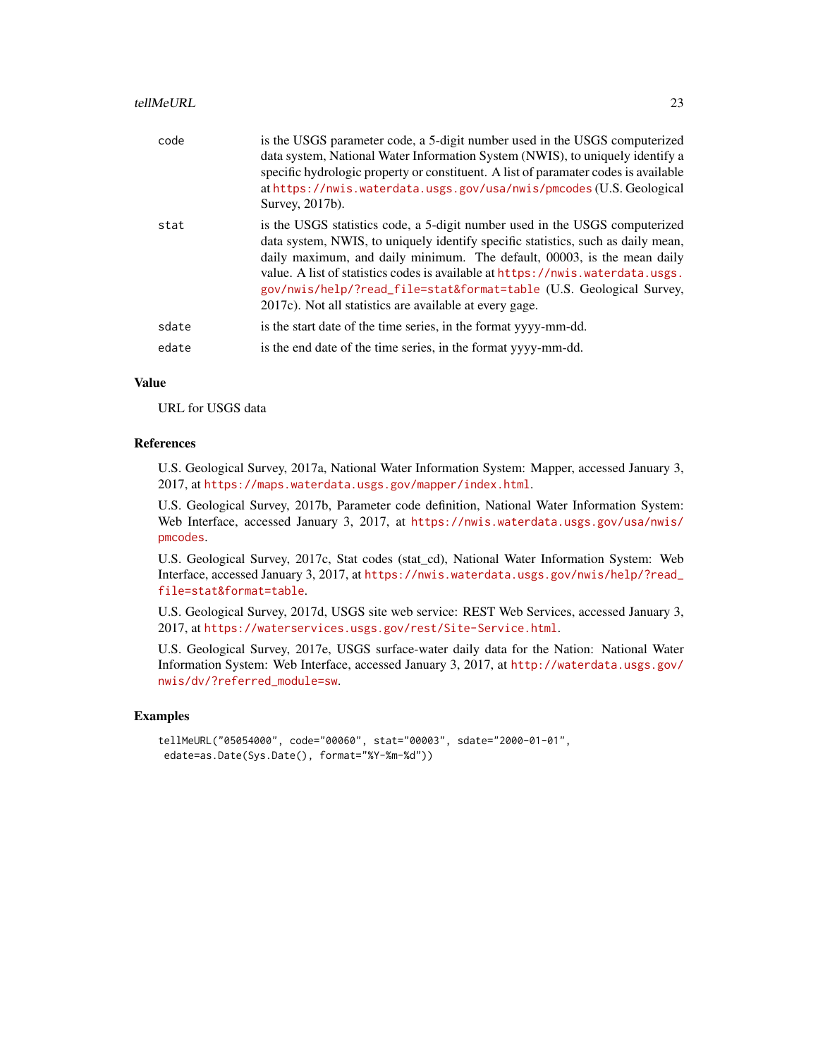| | |
|---|---|
| code | is the USGS parameter code, a 5-digit number used in the USGS computerized data system, National Water Information System (NWIS), to uniquely identify a specific hydrologic property or constituent. A list of paramater codes is available at https://nwis.waterdata.usgs.gov/usa/nwis/pmcodes (U.S. Geological Survey, 2017b). |
| stat | is the USGS statistics code, a 5-digit number used in the USGS computerized data system, NWIS, to uniquely identify specific statistics, such as daily mean, daily maximum, and daily minimum. The default, 00003, is the mean daily value. A list of statistics codes is available at https://nwis.waterdata.usgs.gov/nwis/help/?read_file=stat&format=table (U.S. Geological Survey, 2017c). Not all statistics are available at every gage. |
| sdate | is the start date of the time series, in the format yyyy-mm-dd. |
| edate | is the end date of the time series, in the format yyyy-mm-dd. |

### Value

URL for USGS data

### References

U.S. Geological Survey, 2017a, National Water Information System: Mapper, accessed January 3, 2017, at https://maps.waterdata.usgs.gov/mapper/index.html.

U.S. Geological Survey, 2017b, Parameter code definition, National Water Information System: Web Interface, accessed January 3, 2017, at https://nwis.waterdata.usgs.gov/usa/nwis/pmcodes.

U.S. Geological Survey, 2017c, Stat codes (stat_cd), National Water Information System: Web Interface, accessed January 3, 2017, at https://nwis.waterdata.usgs.gov/nwis/help/?read_file=stat&format=table.

U.S. Geological Survey, 2017d, USGS site web service: REST Web Services, accessed January 3, 2017, at https://waterservices.usgs.gov/rest/Site-Service.html.

U.S. Geological Survey, 2017e, USGS surface-water daily data for the Nation: National Water Information System: Web Interface, accessed January 3, 2017, at http://waterdata.usgs.gov/nwis/dv/?referred_module=sw.

### Examples

```
tellMeURL("05054000", code="00060", stat="00003", sdate="2000-01-01",
 edate=as.Date(Sys.Date(), format="%Y-%m-%d"))
```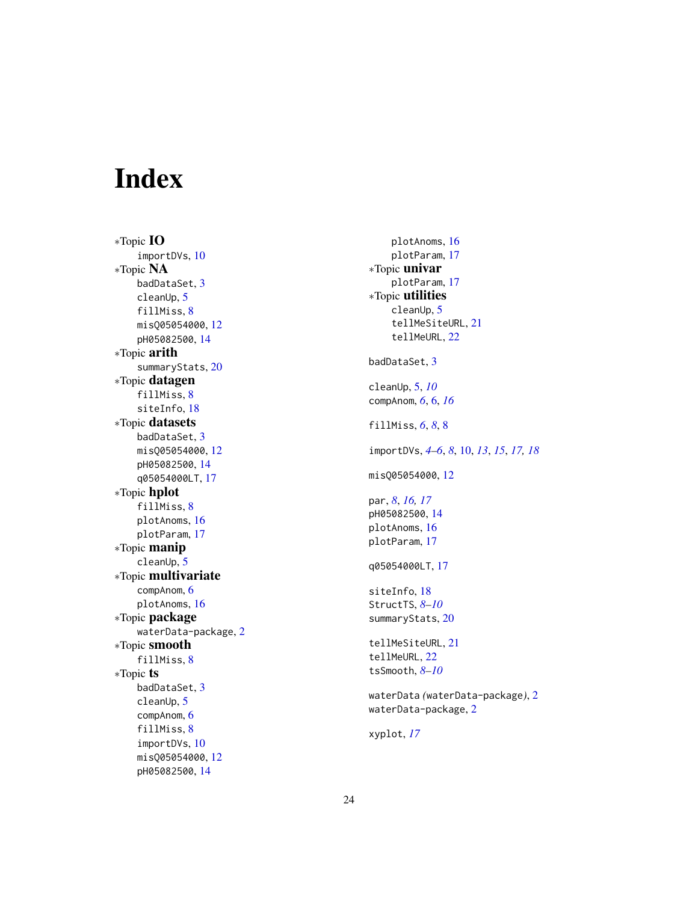# Index

∗Topic **IO**
- importDVs, 10

∗Topic **NA**
- badDataSet, 3
- cleanUp, 5
- fillMiss, 8
- misQ05054000, 12
- pH05082500, 14

∗Topic **arith**
- summaryStats, 20

∗Topic **datagen**
- fillMiss, 8
- siteInfo, 18

∗Topic **datasets**
- badDataSet, 3
- misQ05054000, 12
- pH05082500, 14
- q05054000LT, 17

∗Topic **hplot**
- fillMiss, 8
- plotAnoms, 16
- plotParam, 17

∗Topic **manip**
- cleanUp, 5

∗Topic **multivariate**
- compAnom, 6
- plotAnoms, 16

∗Topic **package**
- waterData-package, 2

∗Topic **smooth**
- fillMiss, 8

∗Topic **ts**
- badDataSet, 3
- cleanUp, 5
- compAnom, 6
- fillMiss, 8
- importDVs, 10
- misQ05054000, 12
- pH05082500, 14
- plotAnoms, 16
- plotParam, 17

∗Topic **univar**
- plotParam, 17

∗Topic **utilities**
- cleanUp, 5
- tellMeSiteURL, 21
- tellMeURL, 22

badDataSet, 3

cleanUp, 5, *10*
compAnom, *6*, 6, *16*

fillMiss, *6*, *8*, 8

importDVs, *4–6*, *8*, 10, *13*, *15*, *17, 18*

misQ05054000, 12

par, *8*, *16, 17*
pH05082500, 14
plotAnoms, 16
plotParam, 17

q05054000LT, 17

siteInfo, 18
StructTS, *8–10*
summaryStats, 20

tellMeSiteURL, 21
tellMeURL, 22
tsSmooth, *8–10*

waterData *(*waterData-package*)*, 2
waterData-package, 2

xyplot, *17*